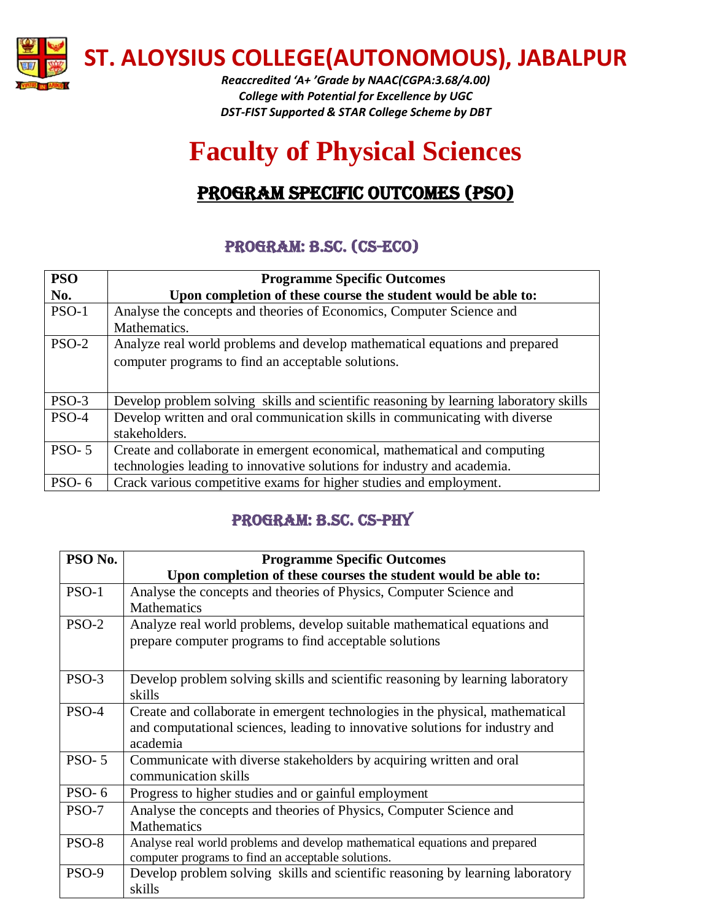# ST. ALOYSIUS COLLEGE(AUTONOMOUS), JABALPUR

*Reaccredited 'A+ 'Grade by NAAC(CGPA:3.68/4.00)*
*College with Potential for Excellence by UGC*
*DST-FIST Supported & STAR College Scheme by DBT*

# Faculty of Physical Sciences

## PROGRAM SPECIFIC OUTCOMES (PSO)

### PROGRAM: B.SC. (CS-ECO)

| PSO No. | Programme Specific Outcomes<br>Upon completion of these course the student would be able to: |
|---|---|
| PSO-1 | Analyse the concepts and theories of Economics, Computer Science and Mathematics. |
| PSO-2 | Analyze real world problems and develop mathematical equations and prepared computer programs to find an acceptable solutions. |
| PSO-3 | Develop problem solving skills and scientific reasoning by learning laboratory skills |
| PSO-4 | Develop written and oral communication skills in communicating with diverse stakeholders. |
| PSO- 5 | Create and collaborate in emergent economical, mathematical and computing technologies leading to innovative solutions for industry and academia. |
| PSO- 6 | Crack various competitive exams for higher studies and employment. |

### PROGRAM: B.SC. CS-PHY

| PSO No. | Programme Specific Outcomes<br>Upon completion of these courses the student would be able to: |
|---|---|
| PSO-1 | Analyse the concepts and theories of Physics, Computer Science and Mathematics |
| PSO-2 | Analyze real world problems, develop suitable mathematical equations and prepare computer programs to find acceptable solutions |
| PSO-3 | Develop problem solving skills and scientific reasoning by learning laboratory skills |
| PSO-4 | Create and collaborate in emergent technologies in the physical, mathematical and computational sciences, leading to innovative solutions for industry and academia |
| PSO- 5 | Communicate with diverse stakeholders by acquiring written and oral communication skills |
| PSO- 6 | Progress to higher studies and or gainful employment |
| PSO-7 | Analyse the concepts and theories of Physics, Computer Science and Mathematics |
| PSO-8 | Analyse real world problems and develop mathematical equations and prepared computer programs to find an acceptable solutions. |
| PSO-9 | Develop problem solving skills and scientific reasoning by learning laboratory skills |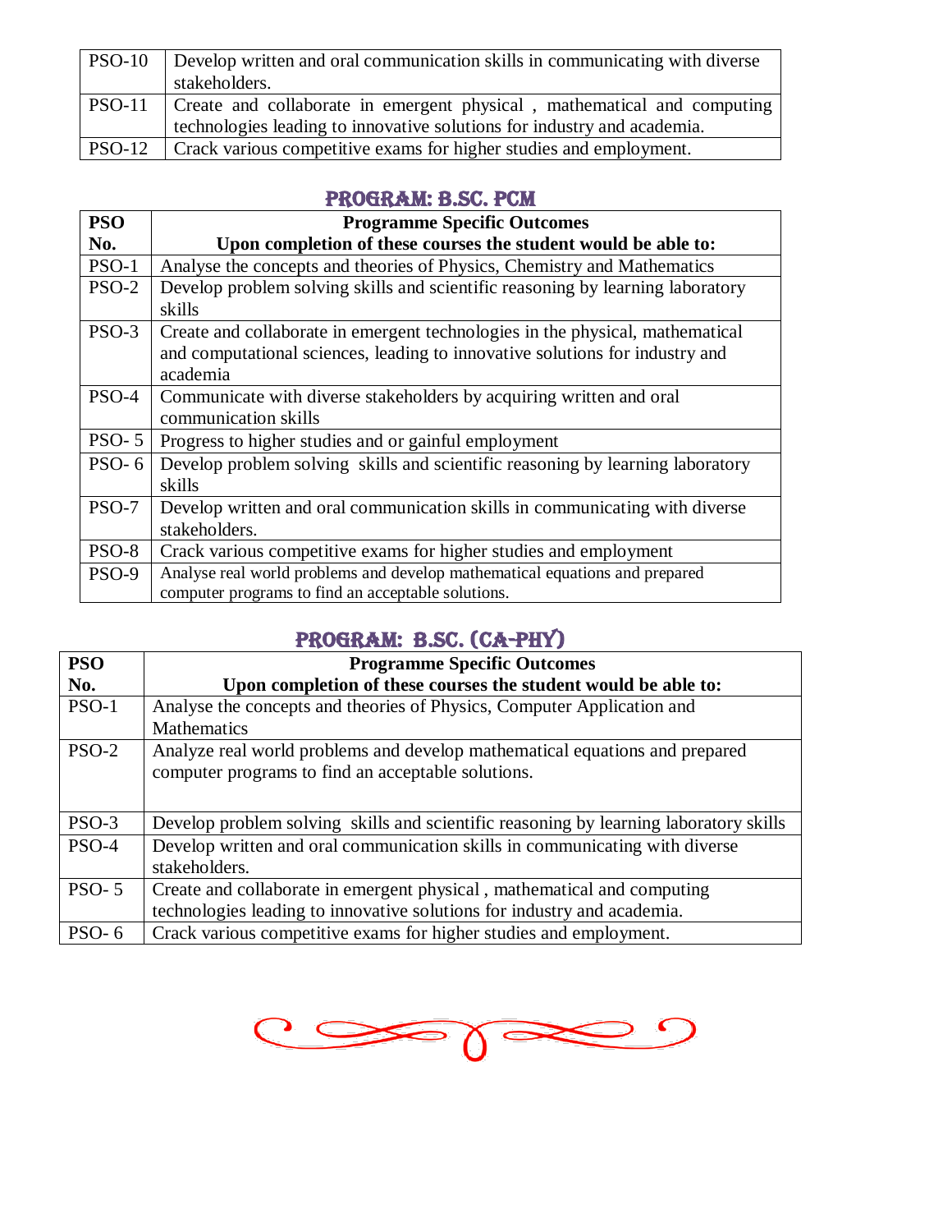| | |
|---|---|
| PSO-10 | Develop written and oral communication skills in communicating with diverse stakeholders. |
| PSO-11 | Create and collaborate in emergent physical , mathematical and computing technologies leading to innovative solutions for industry and academia. |
| PSO-12 | Crack various competitive exams for higher studies and employment. |

## PROGRAM: B.SC. PCM

| PSO No. | Programme Specific Outcomes<br>Upon completion of these courses the student would be able to: |
|---|---|
| PSO-1 | Analyse the concepts and theories of Physics, Chemistry and Mathematics |
| PSO-2 | Develop problem solving skills and scientific reasoning by learning laboratory skills |
| PSO-3 | Create and collaborate in emergent technologies in the physical, mathematical and computational sciences, leading to innovative solutions for industry and academia |
| PSO-4 | Communicate with diverse stakeholders by acquiring written and oral communication skills |
| PSO- 5 | Progress to higher studies and or gainful employment |
| PSO- 6 | Develop problem solving skills and scientific reasoning by learning laboratory skills |
| PSO-7 | Develop written and oral communication skills in communicating with diverse stakeholders. |
| PSO-8 | Crack various competitive exams for higher studies and employment |
| PSO-9 | Analyse real world problems and develop mathematical equations and prepared computer programs to find an acceptable solutions. |

## PROGRAM: B.SC. (CA-PHY)

| PSO No. | Programme Specific Outcomes<br>Upon completion of these courses the student would be able to: |
|---|---|
| PSO-1 | Analyse the concepts and theories of Physics, Computer Application and Mathematics |
| PSO-2 | Analyze real world problems and develop mathematical equations and prepared computer programs to find an acceptable solutions. |
| PSO-3 | Develop problem solving skills and scientific reasoning by learning laboratory skills |
| PSO-4 | Develop written and oral communication skills in communicating with diverse stakeholders. |
| PSO- 5 | Create and collaborate in emergent physical , mathematical and computing technologies leading to innovative solutions for industry and academia. |
| PSO- 6 | Crack various competitive exams for higher studies and employment. |